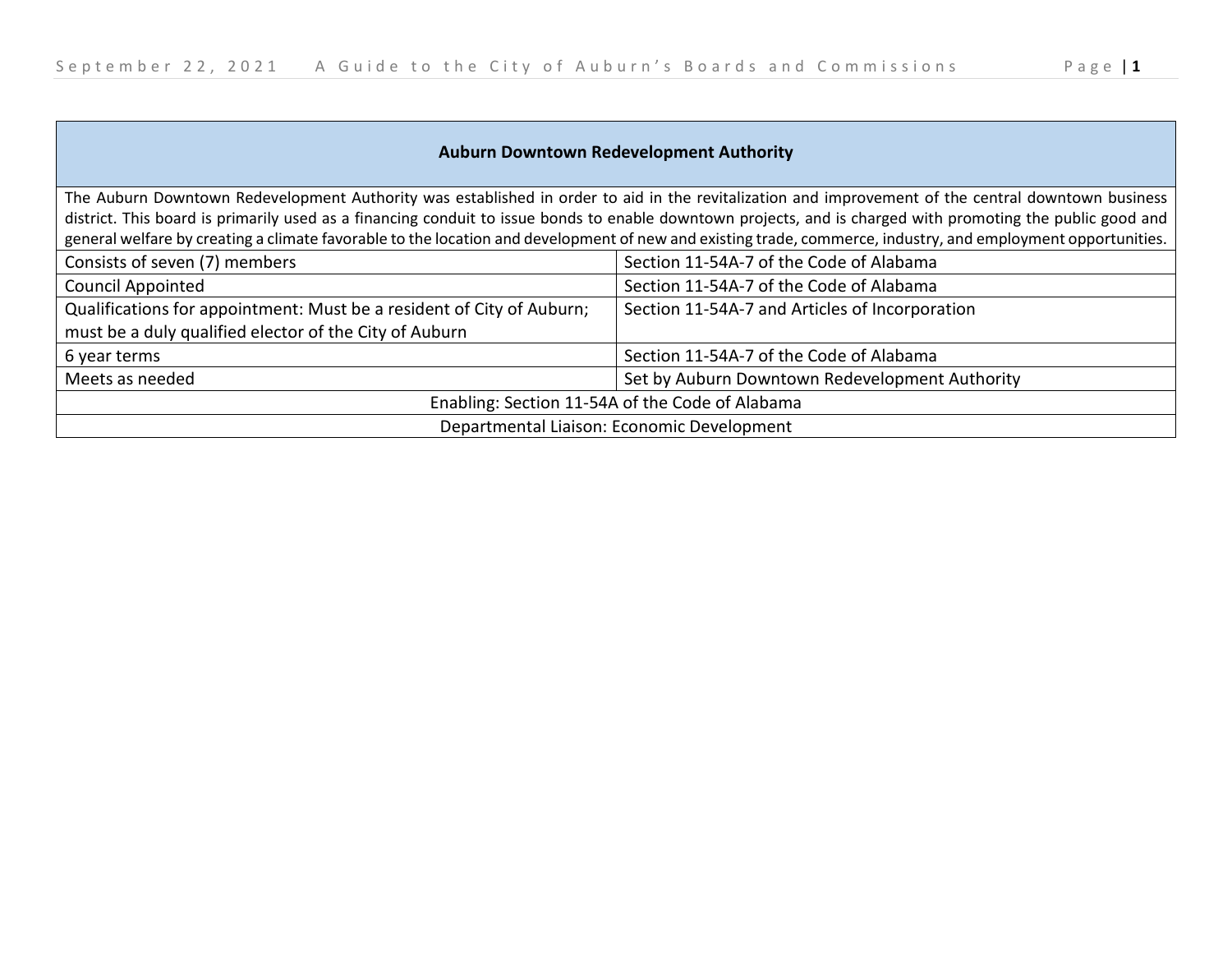| Auburn Downtown Redevelopment Authority | |
|---|---|
| The Auburn Downtown Redevelopment Authority was established in order to aid in the revitalization and improvement of the central downtown business district. This board is primarily used as a financing conduit to issue bonds to enable downtown projects, and is charged with promoting the public good and general welfare by creating a climate favorable to the location and development of new and existing trade, commerce, industry, and employment opportunities. | |
| Consists of seven (7) members | Section 11-54A-7 of the Code of Alabama |
| Council Appointed | Section 11-54A-7 of the Code of Alabama |
| Qualifications for appointment: Must be a resident of City of Auburn; must be a duly qualified elector of the City of Auburn | Section 11-54A-7 and Articles of Incorporation |
| 6 year terms | Section 11-54A-7 of the Code of Alabama |
| Meets as needed | Set by Auburn Downtown Redevelopment Authority |
| Enabling: Section 11-54A of the Code of Alabama | |
| Departmental Liaison: Economic Development | |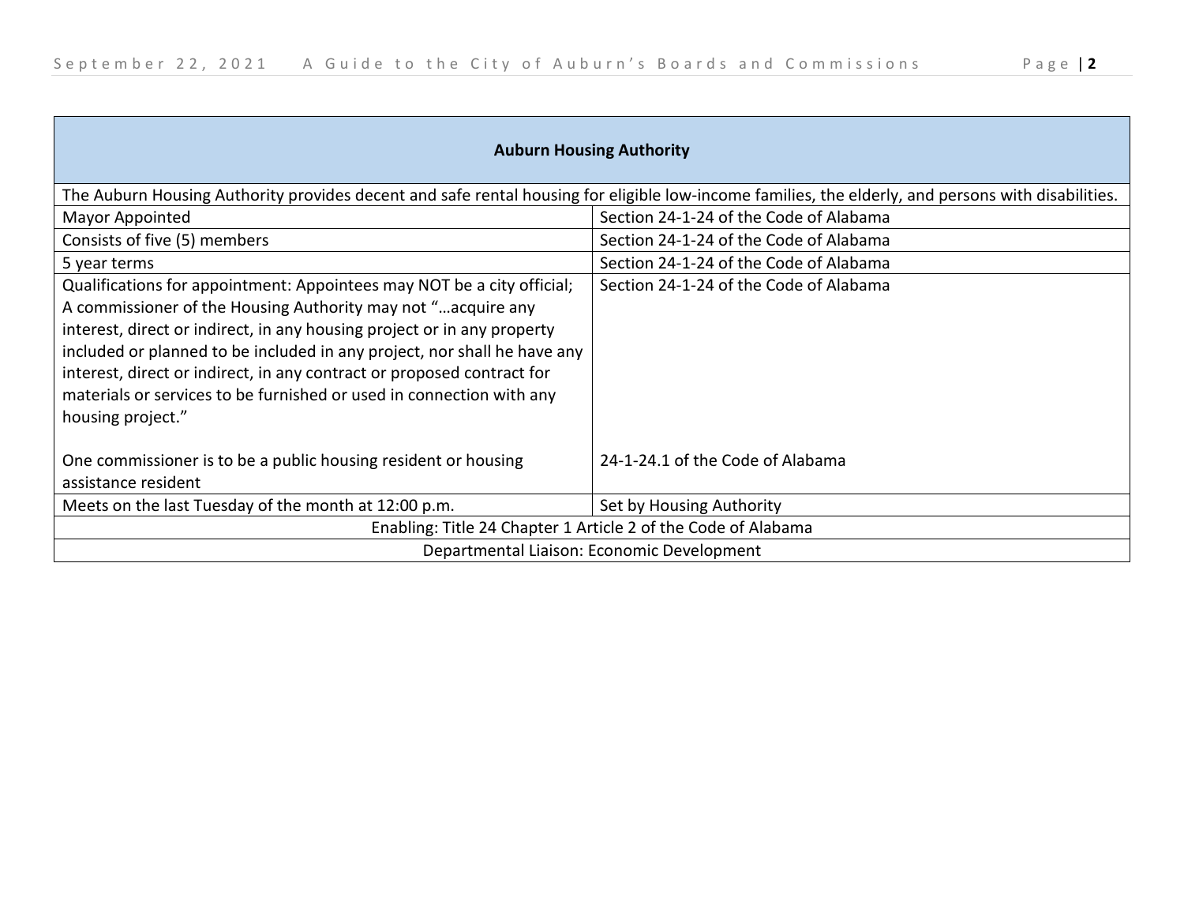| Auburn Housing Authority | |
|---|---|
| The Auburn Housing Authority provides decent and safe rental housing for eligible low-income families, the elderly, and persons with disabilities. | |
| Mayor Appointed | Section 24-1-24 of the Code of Alabama |
| Consists of five (5) members | Section 24-1-24 of the Code of Alabama |
| 5 year terms | Section 24-1-24 of the Code of Alabama |
| Qualifications for appointment: Appointees may NOT be a city official; A commissioner of the Housing Authority may not "…acquire any interest, direct or indirect, in any housing project or in any property included or planned to be included in any project, nor shall he have any interest, direct or indirect, in any contract or proposed contract for materials or services to be furnished or used in connection with any housing project." | Section 24-1-24 of the Code of Alabama |
| One commissioner is to be a public housing resident or housing assistance resident | 24-1-24.1 of the Code of Alabama |
| Meets on the last Tuesday of the month at 12:00 p.m. | Set by Housing Authority |
| Enabling: Title 24 Chapter 1 Article 2 of the Code of Alabama | |
| Departmental Liaison: Economic Development | |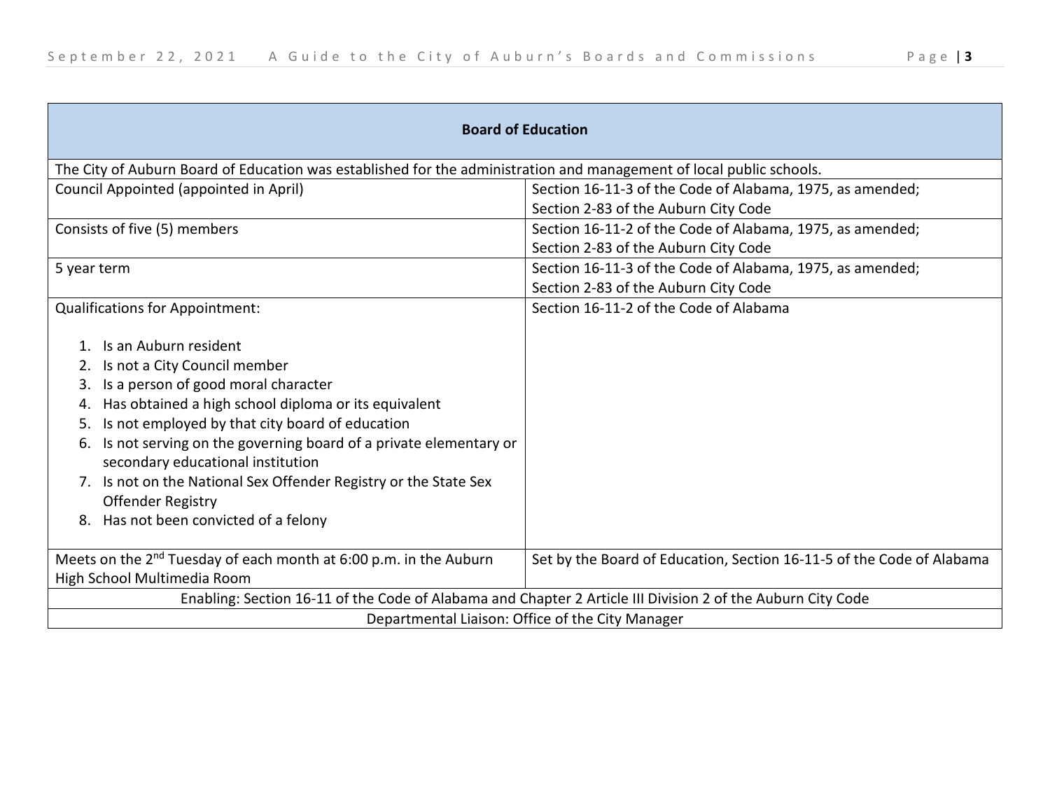| **Board of Education** | |
|---|---|
| The City of Auburn Board of Education was established for the administration and management of local public schools. | |
| Council Appointed (appointed in April) | Section 16-11-3 of the Code of Alabama, 1975, as amended; Section 2-83 of the Auburn City Code |
| Consists of five (5) members | Section 16-11-2 of the Code of Alabama, 1975, as amended; Section 2-83 of the Auburn City Code |
| 5 year term | Section 16-11-3 of the Code of Alabama, 1975, as amended; Section 2-83 of the Auburn City Code |
| Qualifications for Appointment:<br><br>1. Is an Auburn resident<br>2. Is not a City Council member<br>3. Is a person of good moral character<br>4. Has obtained a high school diploma or its equivalent<br>5. Is not employed by that city board of education<br>6. Is not serving on the governing board of a private elementary or secondary educational institution<br>7. Is not on the National Sex Offender Registry or the State Sex Offender Registry<br>8. Has not been convicted of a felony | Section 16-11-2 of the Code of Alabama |
| Meets on the 2nd Tuesday of each month at 6:00 p.m. in the Auburn High School Multimedia Room | Set by the Board of Education, Section 16-11-5 of the Code of Alabama |
| Enabling: Section 16-11 of the Code of Alabama and Chapter 2 Article III Division 2 of the Auburn City Code | |
| Departmental Liaison: Office of the City Manager | |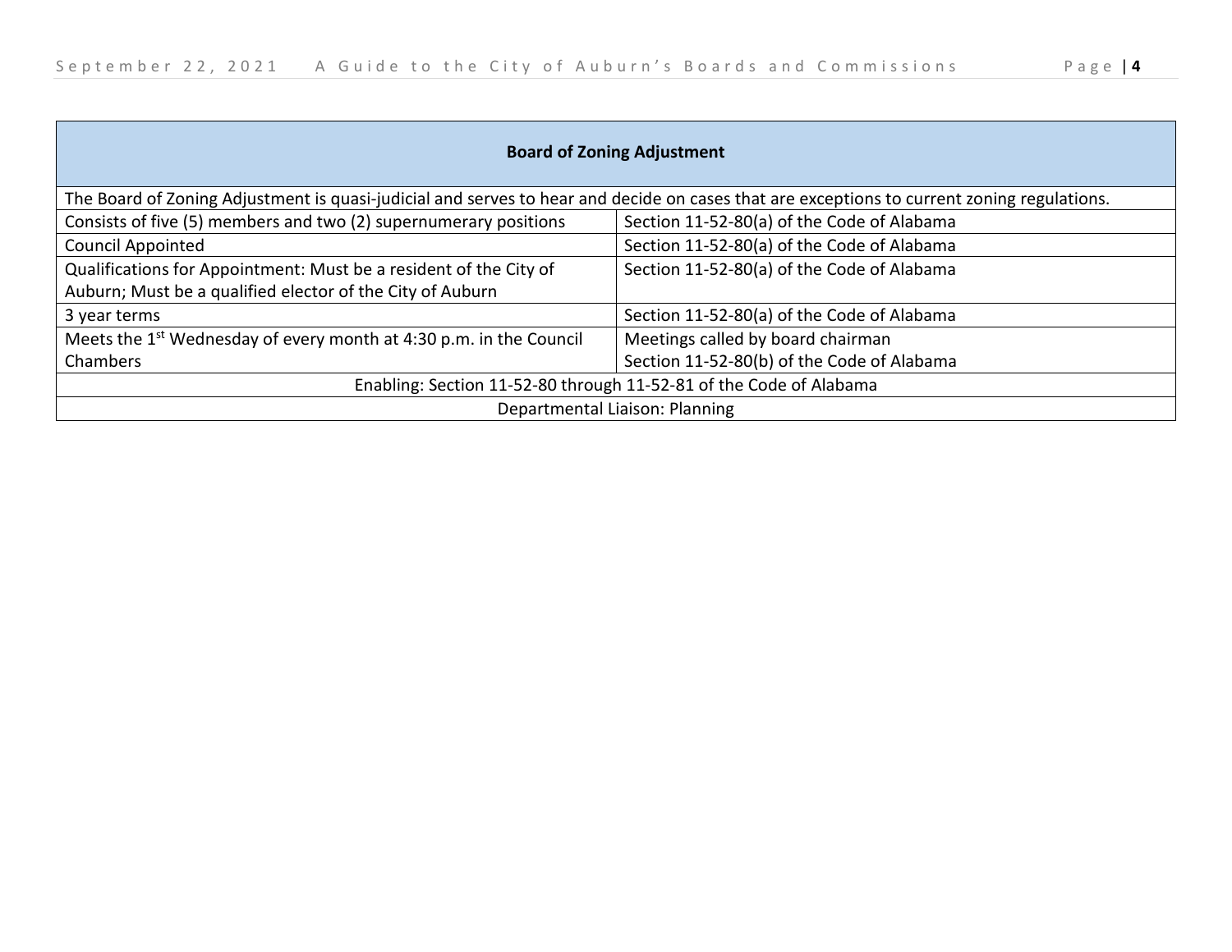| Board of Zoning Adjustment | |
|---|---|
| The Board of Zoning Adjustment is quasi-judicial and serves to hear and decide on cases that are exceptions to current zoning regulations. | |
| Consists of five (5) members and two (2) supernumerary positions | Section 11-52-80(a) of the Code of Alabama |
| Council Appointed | Section 11-52-80(a) of the Code of Alabama |
| Qualifications for Appointment: Must be a resident of the City of Auburn; Must be a qualified elector of the City of Auburn | Section 11-52-80(a) of the Code of Alabama |
| 3 year terms | Section 11-52-80(a) of the Code of Alabama |
| Meets the 1st Wednesday of every month at 4:30 p.m. in the Council Chambers | Meetings called by board chairman<br>Section 11-52-80(b) of the Code of Alabama |
| Enabling: Section 11-52-80 through 11-52-81 of the Code of Alabama | |
| Departmental Liaison: Planning | |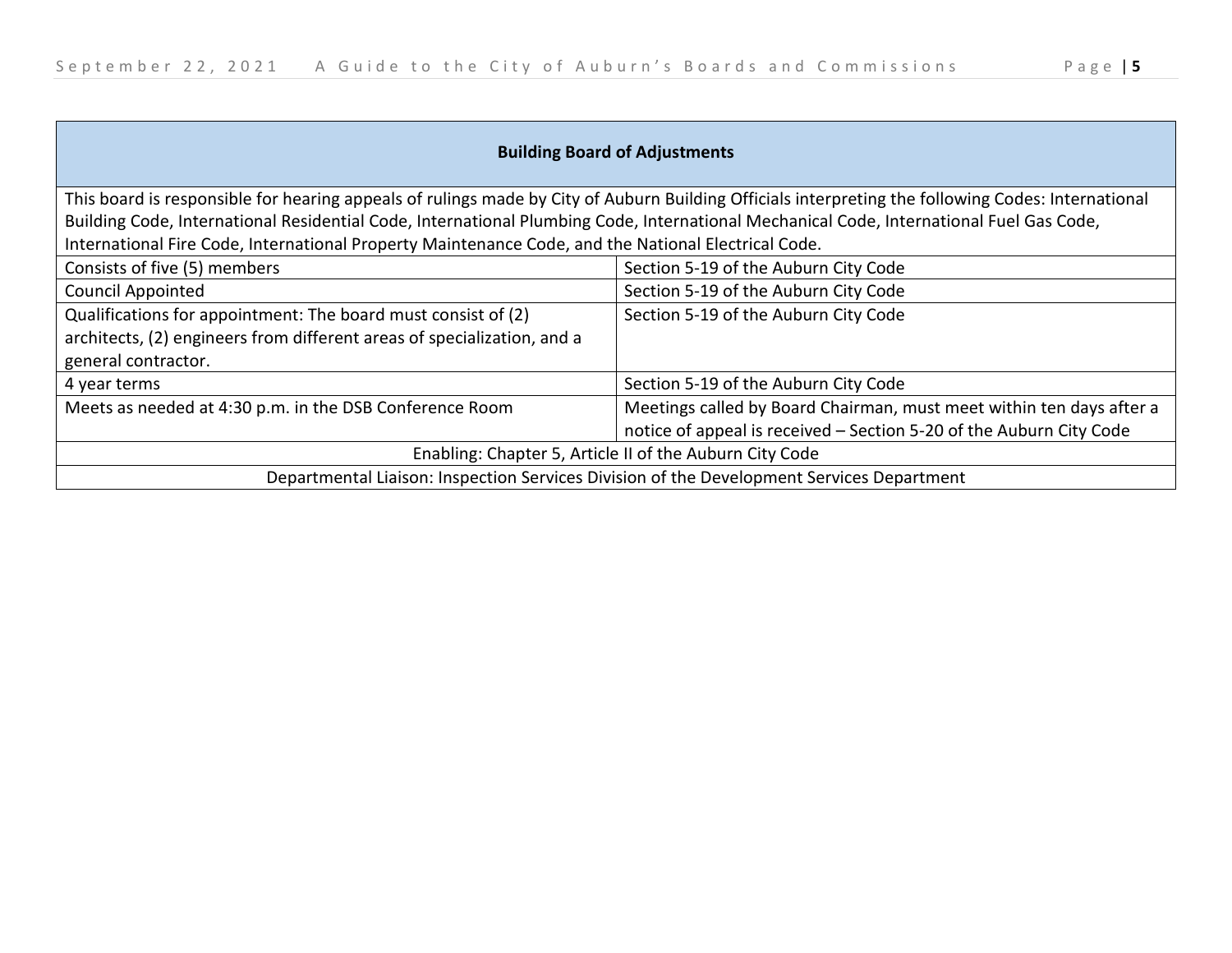| **Building Board of Adjustments** | |
| --- | --- |
| This board is responsible for hearing appeals of rulings made by City of Auburn Building Officials interpreting the following Codes: International Building Code, International Residential Code, International Plumbing Code, International Mechanical Code, International Fuel Gas Code, International Fire Code, International Property Maintenance Code, and the National Electrical Code. | |
| Consists of five (5) members | Section 5-19 of the Auburn City Code |
| Council Appointed | Section 5-19 of the Auburn City Code |
| Qualifications for appointment: The board must consist of (2) architects, (2) engineers from different areas of specialization, and a general contractor. | Section 5-19 of the Auburn City Code |
| 4 year terms | Section 5-19 of the Auburn City Code |
| Meets as needed at 4:30 p.m. in the DSB Conference Room | Meetings called by Board Chairman, must meet within ten days after a notice of appeal is received – Section 5-20 of the Auburn City Code |
| Enabling: Chapter 5, Article II of the Auburn City Code | |
| Departmental Liaison: Inspection Services Division of the Development Services Department | |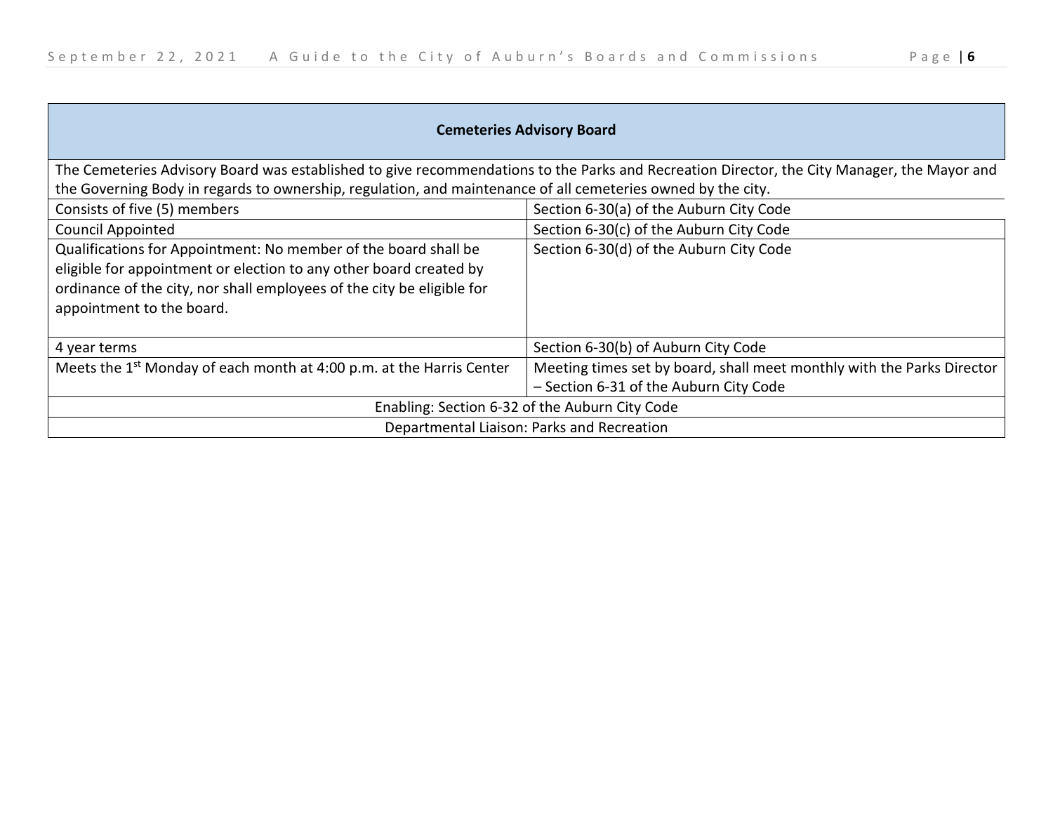| Cemeteries Advisory Board | |
|---|---|
| The Cemeteries Advisory Board was established to give recommendations to the Parks and Recreation Director, the City Manager, the Mayor and the Governing Body in regards to ownership, regulation, and maintenance of all cemeteries owned by the city. | |
| Consists of five (5) members | Section 6-30(a) of the Auburn City Code |
| Council Appointed | Section 6-30(c) of the Auburn City Code |
| Qualifications for Appointment: No member of the board shall be eligible for appointment or election to any other board created by ordinance of the city, nor shall employees of the city be eligible for appointment to the board. | Section 6-30(d) of the Auburn City Code |
| 4 year terms | Section 6-30(b) of Auburn City Code |
| Meets the 1st Monday of each month at 4:00 p.m. at the Harris Center | Meeting times set by board, shall meet monthly with the Parks Director – Section 6-31 of the Auburn City Code |
| Enabling: Section 6-32 of the Auburn City Code | |
| Departmental Liaison: Parks and Recreation | |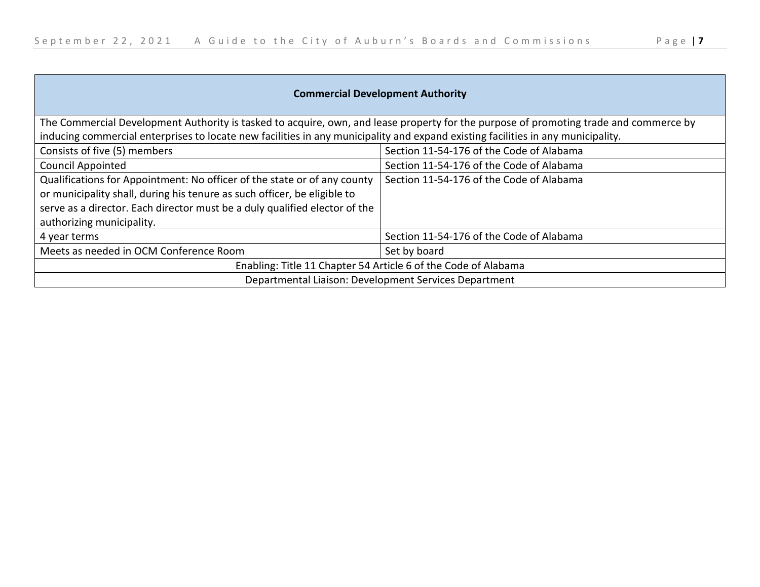| Commercial Development Authority | |
|---|---|
| The Commercial Development Authority is tasked to acquire, own, and lease property for the purpose of promoting trade and commerce by inducing commercial enterprises to locate new facilities in any municipality and expand existing facilities in any municipality. | |
| Consists of five (5) members | Section 11-54-176 of the Code of Alabama |
| Council Appointed | Section 11-54-176 of the Code of Alabama |
| Qualifications for Appointment: No officer of the state or of any county or municipality shall, during his tenure as such officer, be eligible to serve as a director. Each director must be a duly qualified elector of the authorizing municipality. | Section 11-54-176 of the Code of Alabama |
| 4 year terms | Section 11-54-176 of the Code of Alabama |
| Meets as needed in OCM Conference Room | Set by board |
| Enabling: Title 11 Chapter 54 Article 6 of the Code of Alabama | |
| Departmental Liaison: Development Services Department | |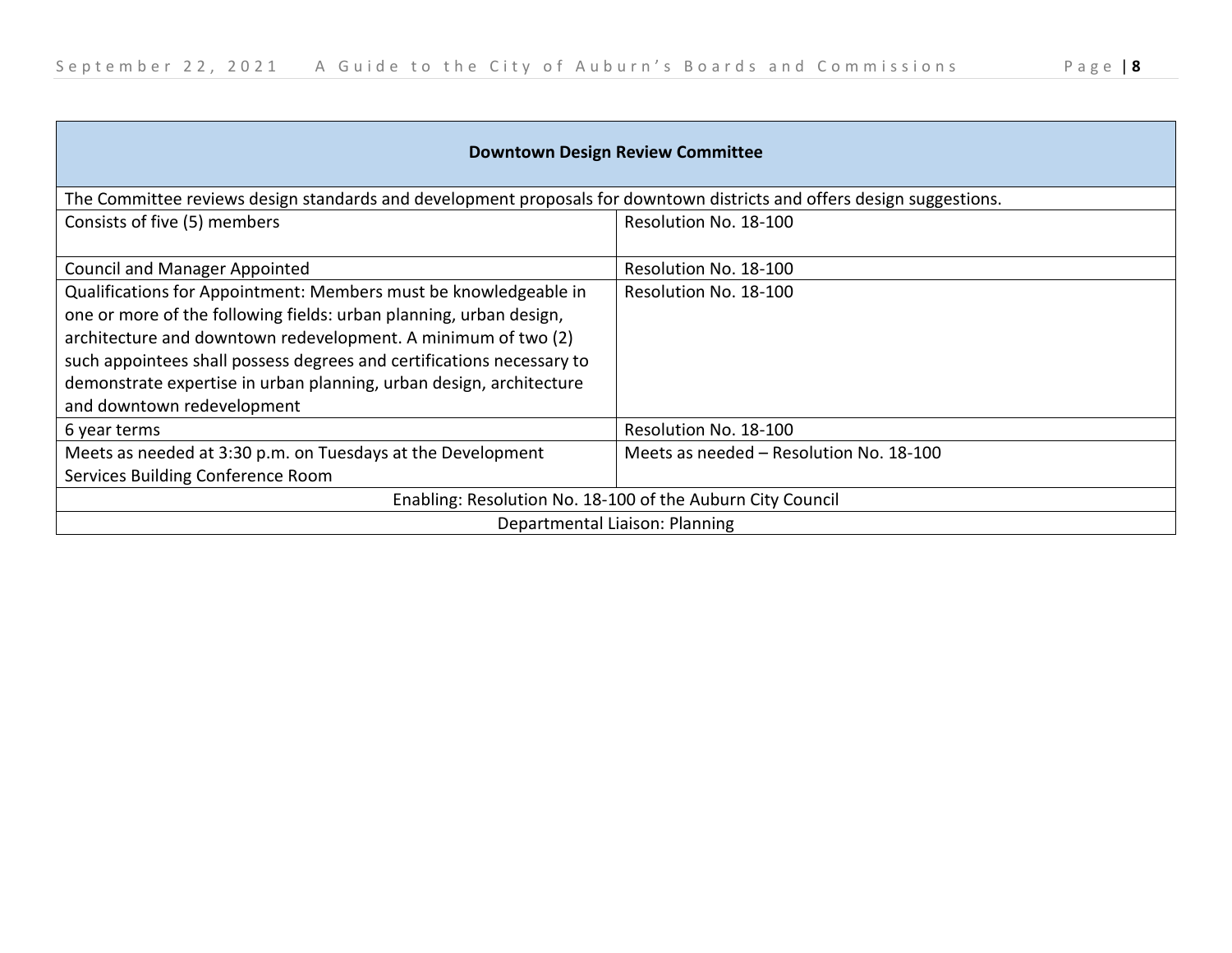| Downtown Design Review Committee | |
|---|---|
| The Committee reviews design standards and development proposals for downtown districts and offers design suggestions. | |
| Consists of five (5) members | Resolution No. 18-100 |
| Council and Manager Appointed | Resolution No. 18-100 |
| Qualifications for Appointment: Members must be knowledgeable in one or more of the following fields: urban planning, urban design, architecture and downtown redevelopment. A minimum of two (2) such appointees shall possess degrees and certifications necessary to demonstrate expertise in urban planning, urban design, architecture and downtown redevelopment | Resolution No. 18-100 |
| 6 year terms | Resolution No. 18-100 |
| Meets as needed at 3:30 p.m. on Tuesdays at the Development Services Building Conference Room | Meets as needed – Resolution No. 18-100 |
| Enabling: Resolution No. 18-100 of the Auburn City Council | |
| Departmental Liaison: Planning | |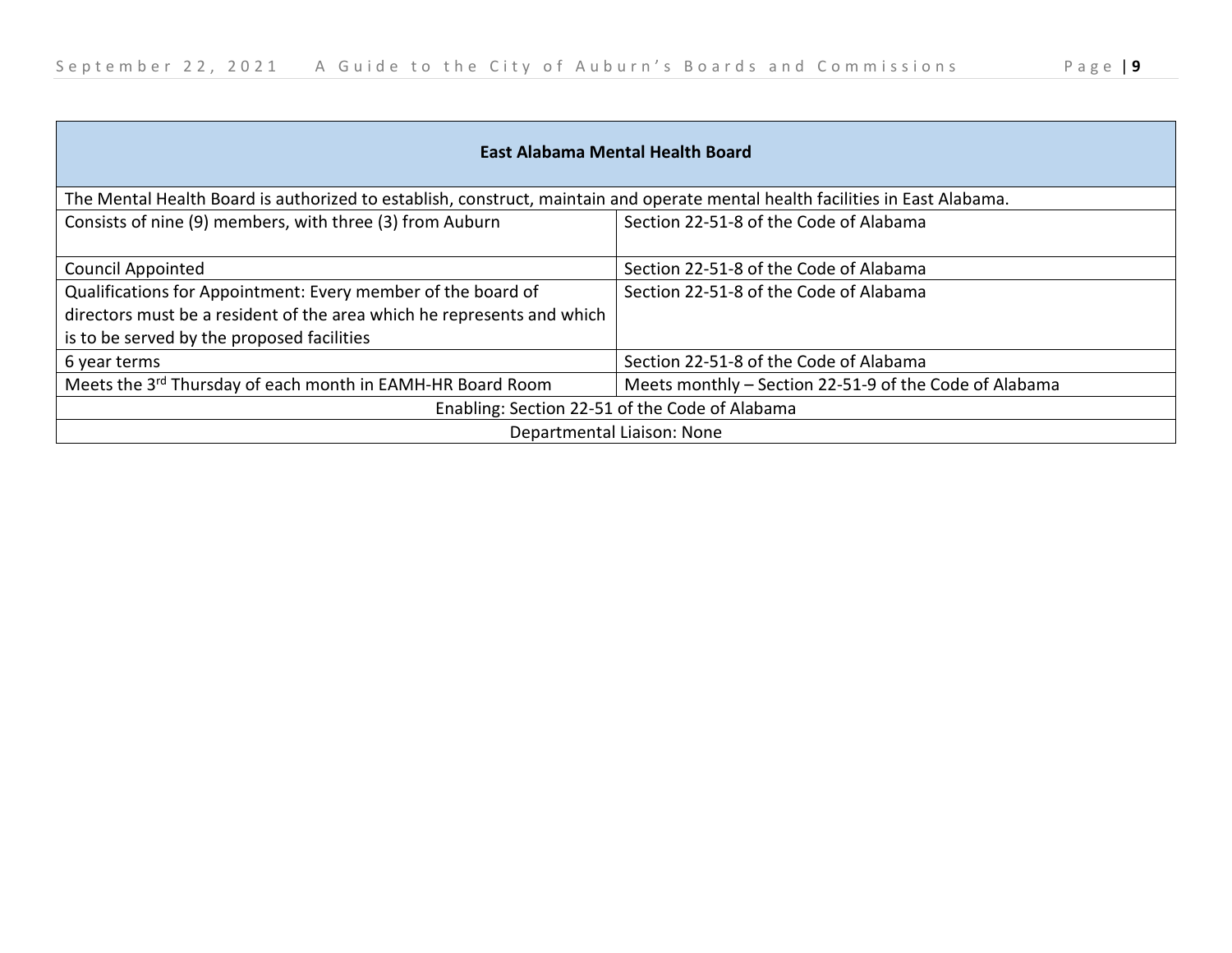| East Alabama Mental Health Board | |
|---|---|
| The Mental Health Board is authorized to establish, construct, maintain and operate mental health facilities in East Alabama. | |
| Consists of nine (9) members, with three (3) from Auburn | Section 22-51-8 of the Code of Alabama |
| Council Appointed | Section 22-51-8 of the Code of Alabama |
| Qualifications for Appointment: Every member of the board of directors must be a resident of the area which he represents and which is to be served by the proposed facilities | Section 22-51-8 of the Code of Alabama |
| 6 year terms | Section 22-51-8 of the Code of Alabama |
| Meets the 3rd Thursday of each month in EAMH-HR Board Room | Meets monthly – Section 22-51-9 of the Code of Alabama |
| Enabling: Section 22-51 of the Code of Alabama | |
| Departmental Liaison: None | |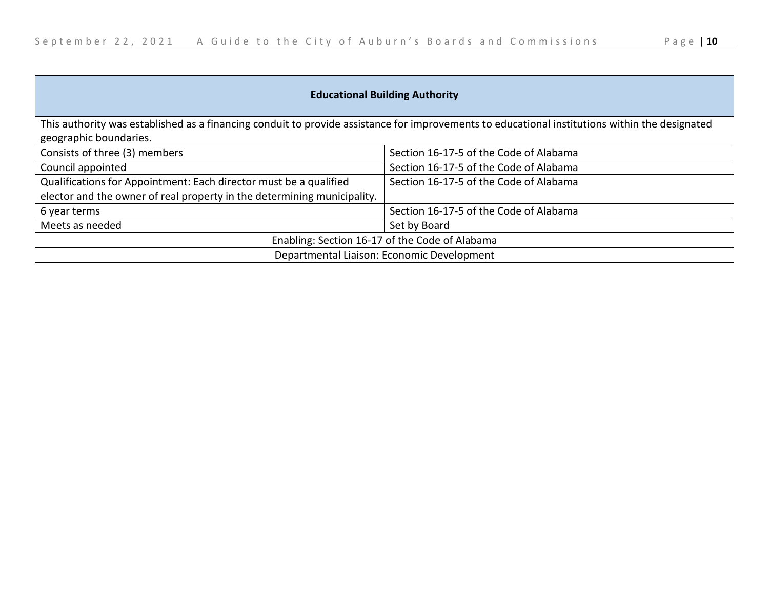| Educational Building Authority | |
|---|---|
| This authority was established as a financing conduit to provide assistance for improvements to educational institutions within the designated geographic boundaries. | |
| Consists of three (3) members | Section 16-17-5 of the Code of Alabama |
| Council appointed | Section 16-17-5 of the Code of Alabama |
| Qualifications for Appointment: Each director must be a qualified elector and the owner of real property in the determining municipality. | Section 16-17-5 of the Code of Alabama |
| 6 year terms | Section 16-17-5 of the Code of Alabama |
| Meets as needed | Set by Board |
| Enabling: Section 16-17 of the Code of Alabama | |
| Departmental Liaison: Economic Development | |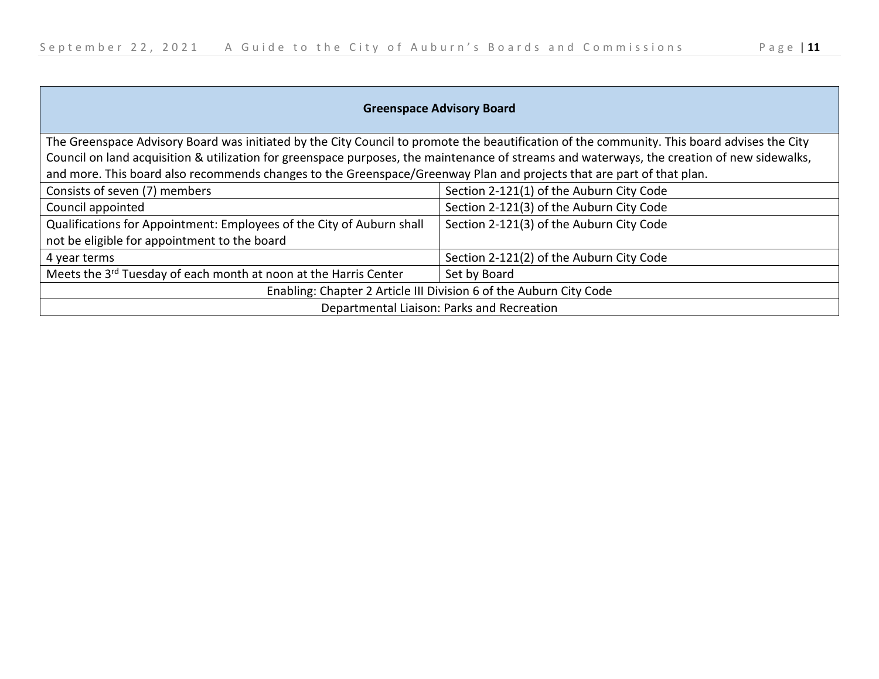| Greenspace Advisory Board | |
|---|---|
| The Greenspace Advisory Board was initiated by the City Council to promote the beautification of the community. This board advises the City Council on land acquisition & utilization for greenspace purposes, the maintenance of streams and waterways, the creation of new sidewalks, and more. This board also recommends changes to the Greenspace/Greenway Plan and projects that are part of that plan. | |
| Consists of seven (7) members | Section 2-121(1) of the Auburn City Code |
| Council appointed | Section 2-121(3) of the Auburn City Code |
| Qualifications for Appointment: Employees of the City of Auburn shall not be eligible for appointment to the board | Section 2-121(3) of the Auburn City Code |
| 4 year terms | Section 2-121(2) of the Auburn City Code |
| Meets the 3rd Tuesday of each month at noon at the Harris Center | Set by Board |
| Enabling: Chapter 2 Article III Division 6 of the Auburn City Code | |
| Departmental Liaison: Parks and Recreation | |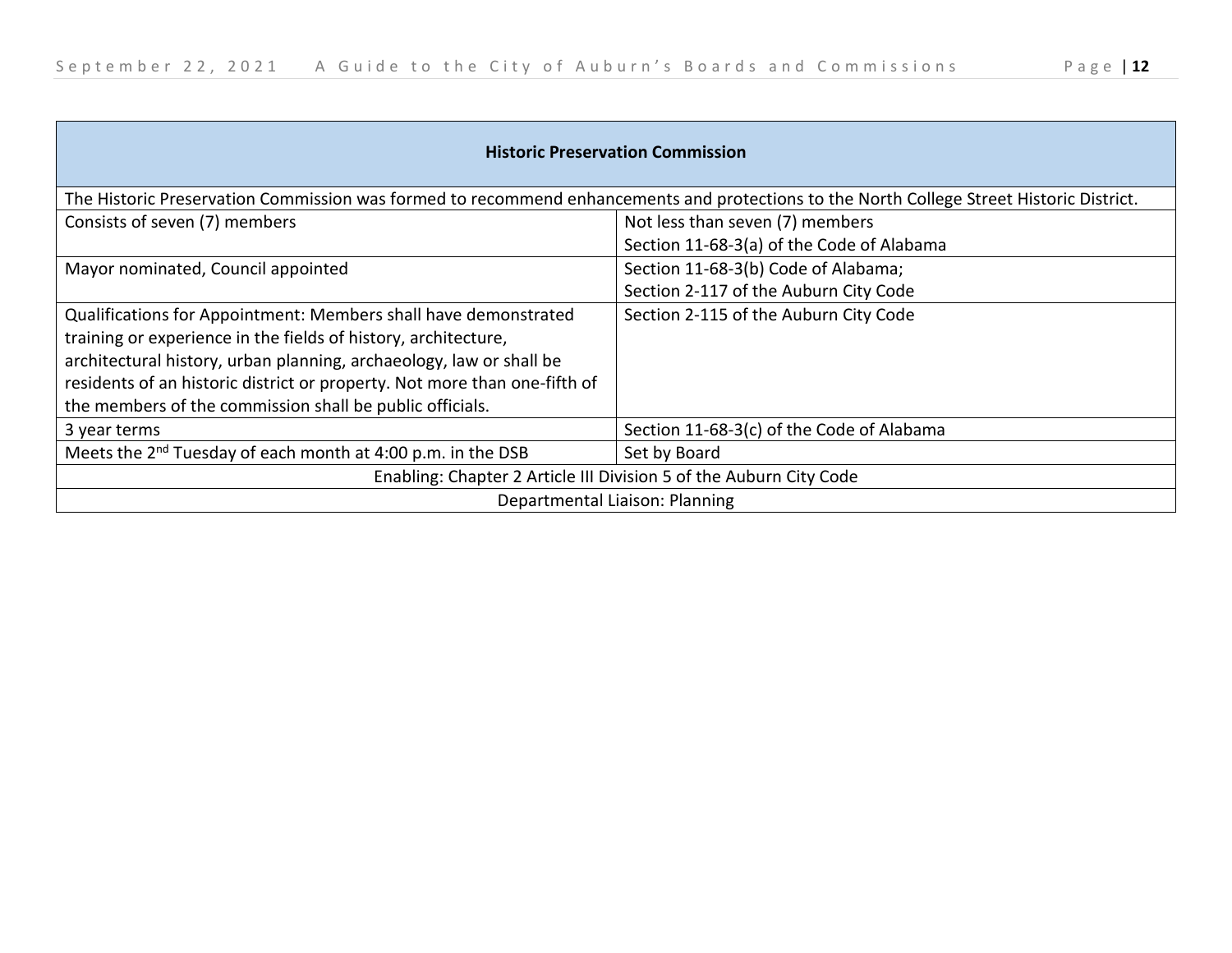| Historic Preservation Commission | |
|---|---|
| The Historic Preservation Commission was formed to recommend enhancements and protections to the North College Street Historic District. | |
| Consists of seven (7) members | Not less than seven (7) members<br>Section 11-68-3(a) of the Code of Alabama |
| Mayor nominated, Council appointed | Section 11-68-3(b) Code of Alabama;<br>Section 2-117 of the Auburn City Code |
| Qualifications for Appointment: Members shall have demonstrated training or experience in the fields of history, architecture, architectural history, urban planning, archaeology, law or shall be residents of an historic district or property. Not more than one-fifth of the members of the commission shall be public officials. | Section 2-115 of the Auburn City Code |
| 3 year terms | Section 11-68-3(c) of the Code of Alabama |
| Meets the 2nd Tuesday of each month at 4:00 p.m. in the DSB | Set by Board |
| Enabling: Chapter 2 Article III Division 5 of the Auburn City Code | |
| Departmental Liaison: Planning | |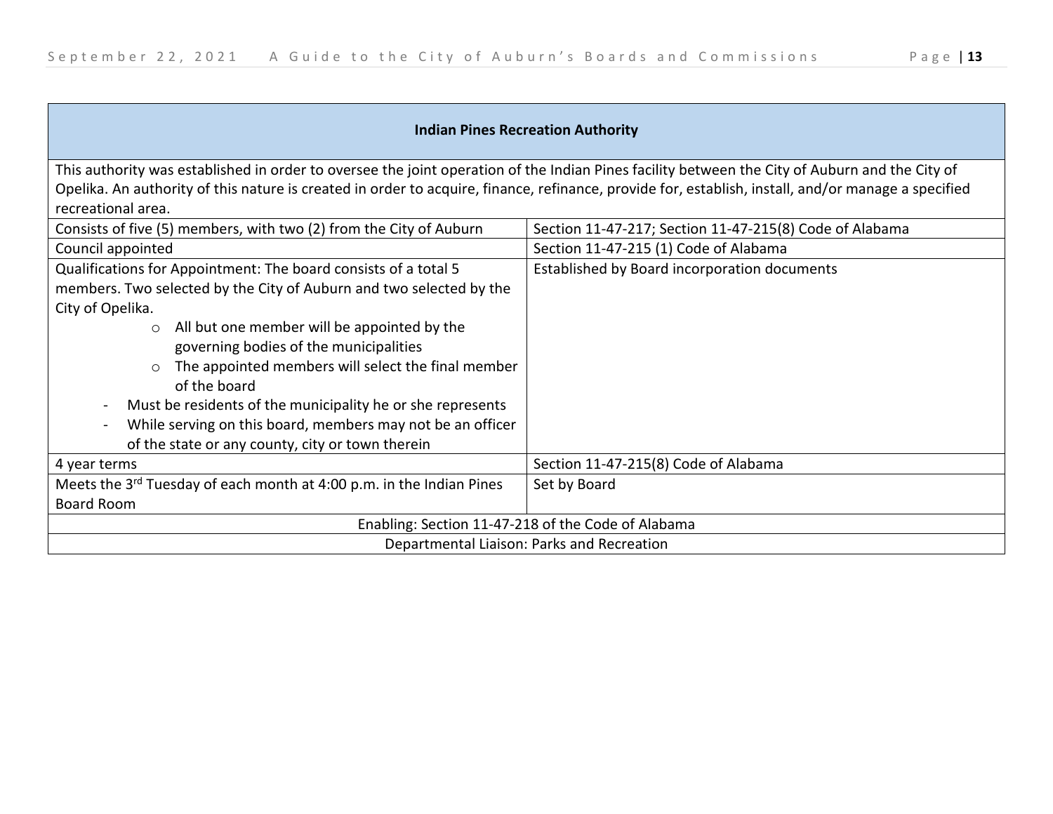| Indian Pines Recreation Authority | |
|---|---|
| This authority was established in order to oversee the joint operation of the Indian Pines facility between the City of Auburn and the City of Opelika. An authority of this nature is created in order to acquire, finance, refinance, provide for, establish, install, and/or manage a specified recreational area. | |
| Consists of five (5) members, with two (2) from the City of Auburn | Section 11-47-217; Section 11-47-215(8) Code of Alabama |
| Council appointed | Section 11-47-215 (1) Code of Alabama |
| Qualifications for Appointment: The board consists of a total 5 members. Two selected by the City of Auburn and two selected by the City of Opelika.<br>○ All but one member will be appointed by the governing bodies of the municipalities<br>○ The appointed members will select the final member of the board<br>- Must be residents of the municipality he or she represents<br>- While serving on this board, members may not be an officer of the state or any county, city or town therein | Established by Board incorporation documents |
| 4 year terms | Section 11-47-215(8) Code of Alabama |
| Meets the 3rd Tuesday of each month at 4:00 p.m. in the Indian Pines Board Room | Set by Board |
| Enabling: Section 11-47-218 of the Code of Alabama | |
| Departmental Liaison: Parks and Recreation | |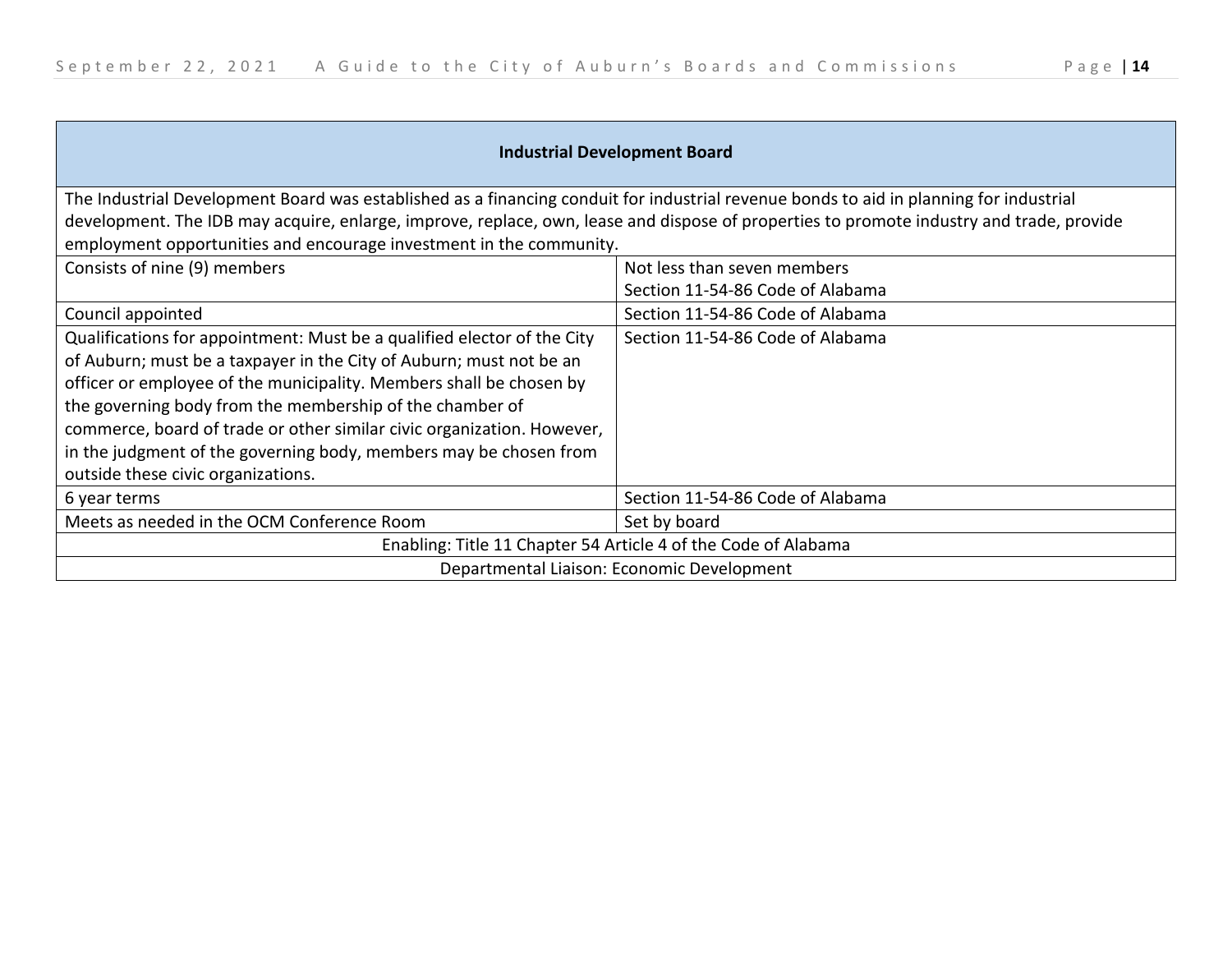| Industrial Development Board | |
|---|---|
| The Industrial Development Board was established as a financing conduit for industrial revenue bonds to aid in planning for industrial development. The IDB may acquire, enlarge, improve, replace, own, lease and dispose of properties to promote industry and trade, provide employment opportunities and encourage investment in the community. | |
| Consists of nine (9) members | Not less than seven members<br>Section 11-54-86 Code of Alabama |
| Council appointed | Section 11-54-86 Code of Alabama |
| Qualifications for appointment: Must be a qualified elector of the City of Auburn; must be a taxpayer in the City of Auburn; must not be an officer or employee of the municipality. Members shall be chosen by the governing body from the membership of the chamber of commerce, board of trade or other similar civic organization. However, in the judgment of the governing body, members may be chosen from outside these civic organizations. | Section 11-54-86 Code of Alabama |
| 6 year terms | Section 11-54-86 Code of Alabama |
| Meets as needed in the OCM Conference Room | Set by board |
| Enabling: Title 11 Chapter 54 Article 4 of the Code of Alabama | |
| Departmental Liaison: Economic Development | |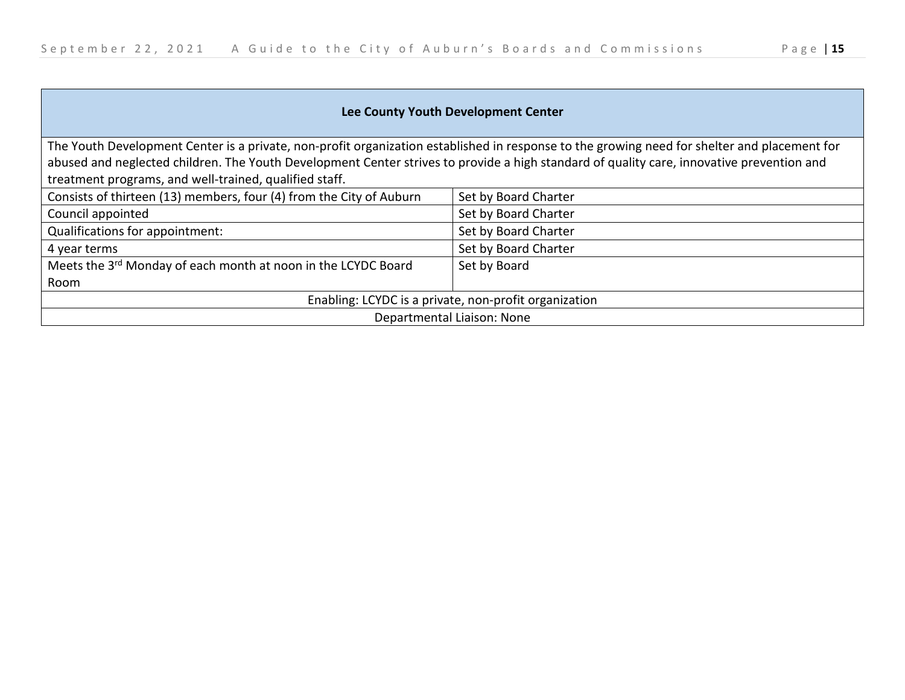| Lee County Youth Development Center | |
|---|---|
| The Youth Development Center is a private, non-profit organization established in response to the growing need for shelter and placement for abused and neglected children. The Youth Development Center strives to provide a high standard of quality care, innovative prevention and treatment programs, and well-trained, qualified staff. | |
| Consists of thirteen (13) members, four (4) from the City of Auburn | Set by Board Charter |
| Council appointed | Set by Board Charter |
| Qualifications for appointment: | Set by Board Charter |
| 4 year terms | Set by Board Charter |
| Meets the 3rd Monday of each month at noon in the LCYDC Board Room | Set by Board |
| Enabling: LCYDC is a private, non-profit organization | |
| Departmental Liaison: None | |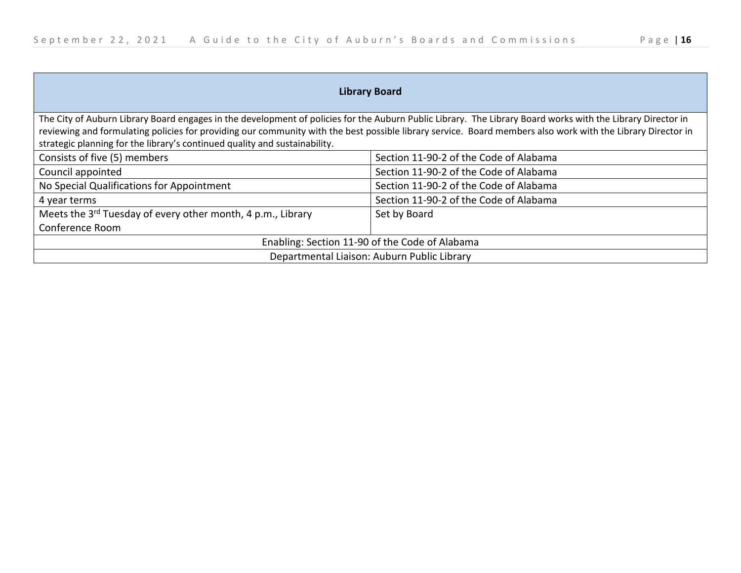| Library Board | |
|---|---|
| The City of Auburn Library Board engages in the development of policies for the Auburn Public Library. The Library Board works with the Library Director in reviewing and formulating policies for providing our community with the best possible library service. Board members also work with the Library Director in strategic planning for the library's continued quality and sustainability. | |
| Consists of five (5) members | Section 11-90-2 of the Code of Alabama |
| Council appointed | Section 11-90-2 of the Code of Alabama |
| No Special Qualifications for Appointment | Section 11-90-2 of the Code of Alabama |
| 4 year terms | Section 11-90-2 of the Code of Alabama |
| Meets the 3rd Tuesday of every other month, 4 p.m., Library Conference Room | Set by Board |
| Enabling: Section 11-90 of the Code of Alabama | |
| Departmental Liaison: Auburn Public Library | |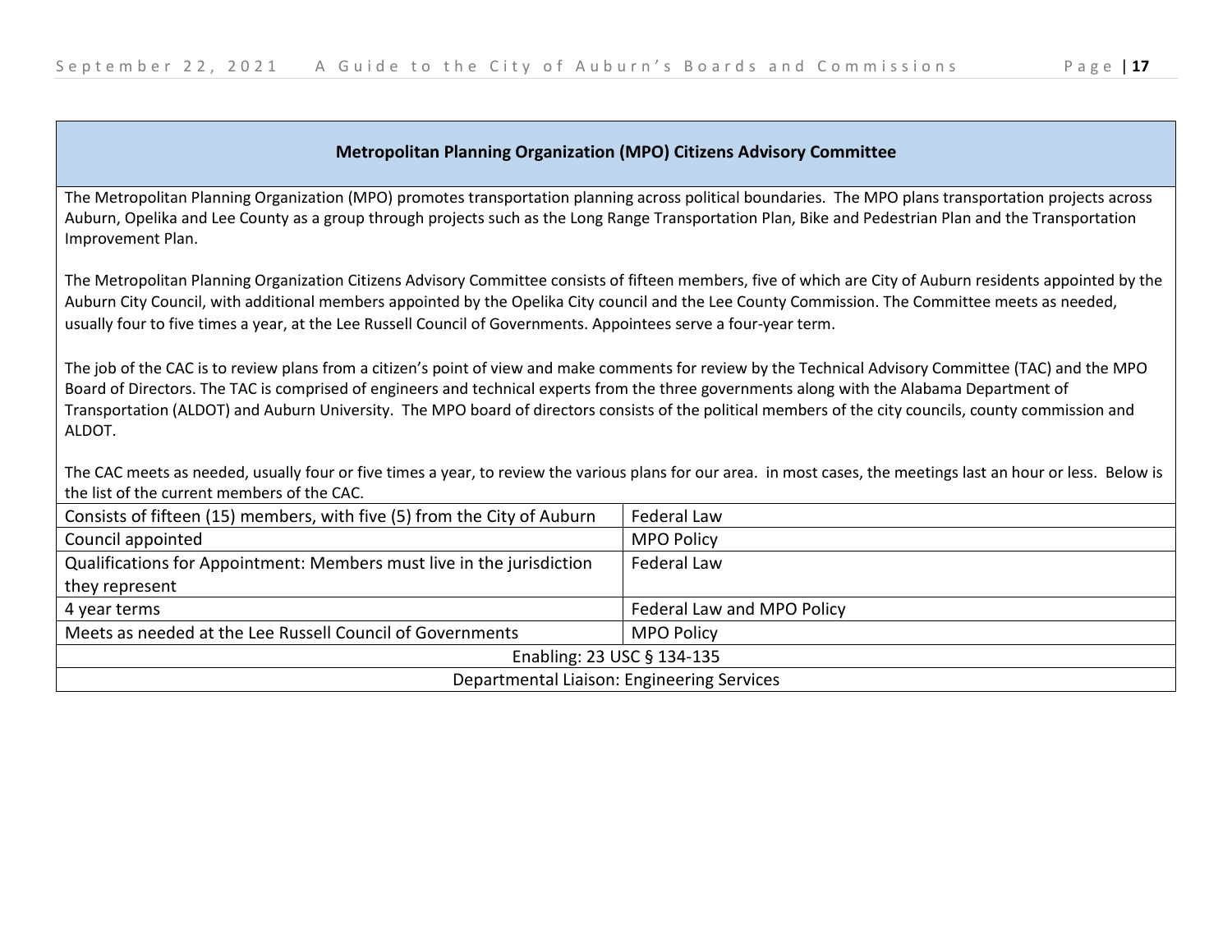## Metropolitan Planning Organization (MPO) Citizens Advisory Committee

The Metropolitan Planning Organization (MPO) promotes transportation planning across political boundaries. The MPO plans transportation projects across Auburn, Opelika and Lee County as a group through projects such as the Long Range Transportation Plan, Bike and Pedestrian Plan and the Transportation Improvement Plan.

The Metropolitan Planning Organization Citizens Advisory Committee consists of fifteen members, five of which are City of Auburn residents appointed by the Auburn City Council, with additional members appointed by the Opelika City council and the Lee County Commission. The Committee meets as needed, usually four to five times a year, at the Lee Russell Council of Governments. Appointees serve a four-year term.

The job of the CAC is to review plans from a citizen's point of view and make comments for review by the Technical Advisory Committee (TAC) and the MPO Board of Directors. The TAC is comprised of engineers and technical experts from the three governments along with the Alabama Department of Transportation (ALDOT) and Auburn University. The MPO board of directors consists of the political members of the city councils, county commission and ALDOT.

The CAC meets as needed, usually four or five times a year, to review the various plans for our area. in most cases, the meetings last an hour or less. Below is the list of the current members of the CAC.

| | |
|---|---|
| Consists of fifteen (15) members, with five (5) from the City of Auburn | Federal Law |
| Council appointed | MPO Policy |
| Qualifications for Appointment: Members must live in the jurisdiction they represent | Federal Law |
| 4 year terms | Federal Law and MPO Policy |
| Meets as needed at the Lee Russell Council of Governments | MPO Policy |
| Enabling: 23 USC § 134-135 | |
| Departmental Liaison: Engineering Services | |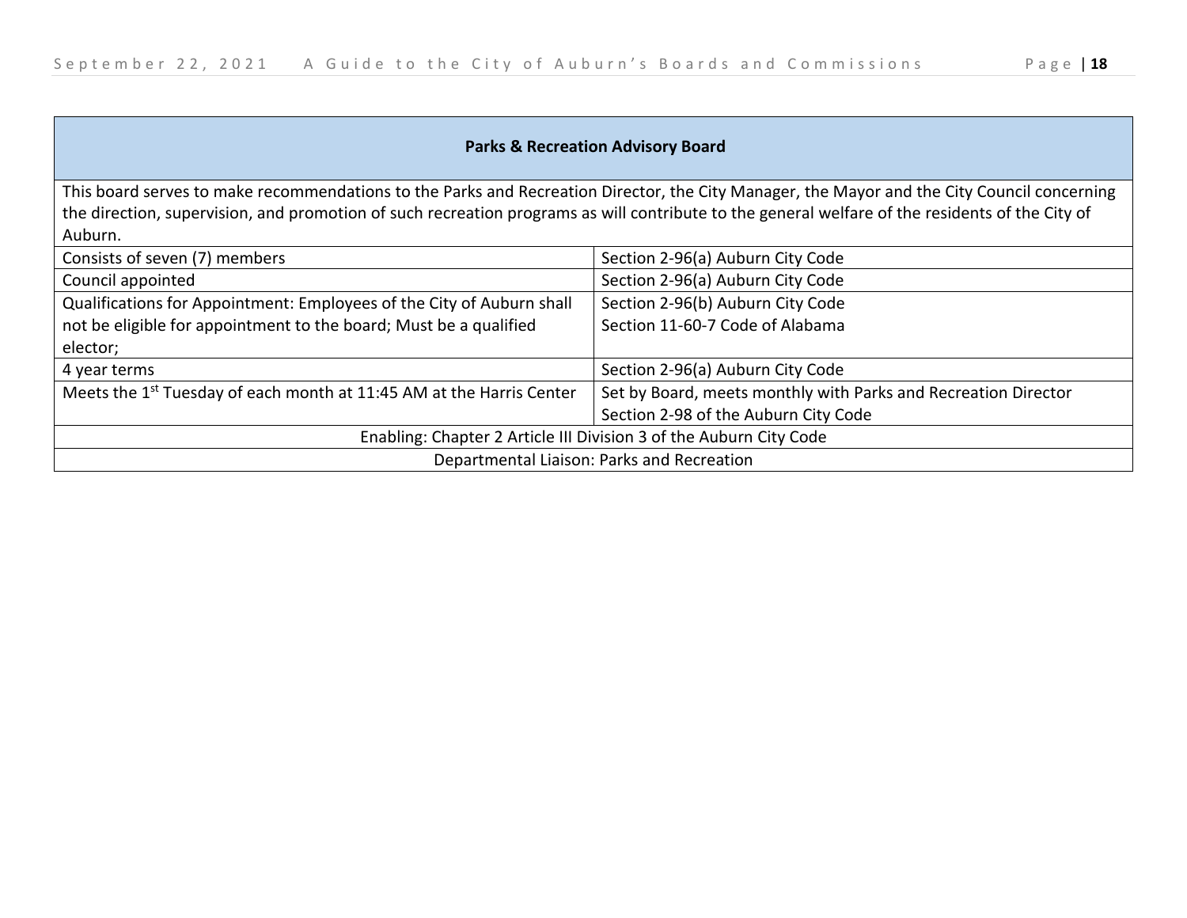| Parks & Recreation Advisory Board | |
|---|---|
| This board serves to make recommendations to the Parks and Recreation Director, the City Manager, the Mayor and the City Council concerning the direction, supervision, and promotion of such recreation programs as will contribute to the general welfare of the residents of the City of Auburn. | |
| Consists of seven (7) members | Section 2-96(a) Auburn City Code |
| Council appointed | Section 2-96(a) Auburn City Code |
| Qualifications for Appointment: Employees of the City of Auburn shall not be eligible for appointment to the board; Must be a qualified elector; | Section 2-96(b) Auburn City Code<br>Section 11-60-7 Code of Alabama |
| 4 year terms | Section 2-96(a) Auburn City Code |
| Meets the 1st Tuesday of each month at 11:45 AM at the Harris Center | Set by Board, meets monthly with Parks and Recreation Director<br>Section 2-98 of the Auburn City Code |
| Enabling: Chapter 2 Article III Division 3 of the Auburn City Code | |
| Departmental Liaison: Parks and Recreation | |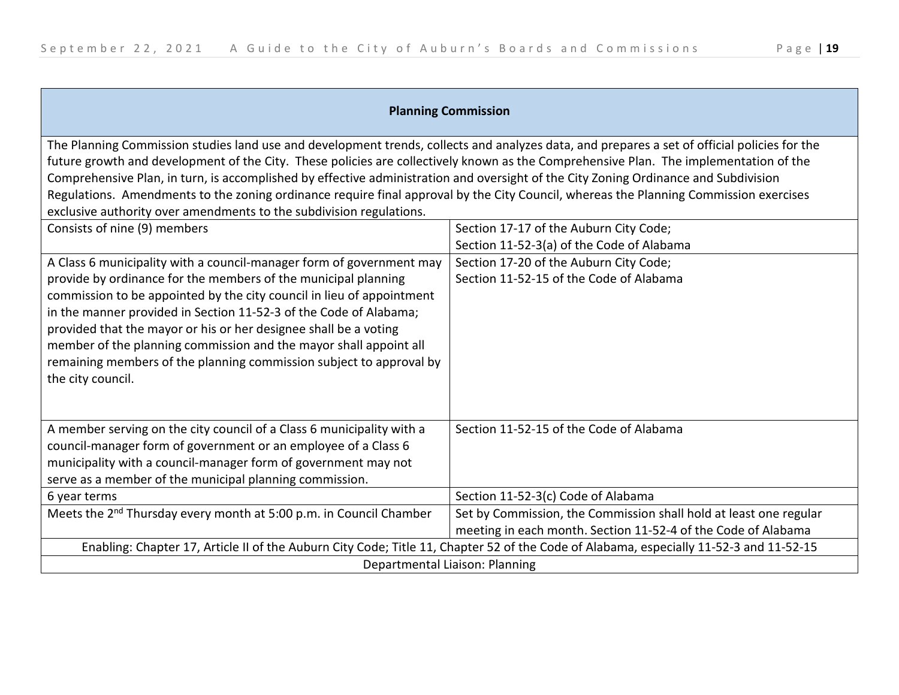| Planning Commission | |
|---|---|
| The Planning Commission studies land use and development trends, collects and analyzes data, and prepares a set of official policies for the future growth and development of the City. These policies are collectively known as the Comprehensive Plan. The implementation of the Comprehensive Plan, in turn, is accomplished by effective administration and oversight of the City Zoning Ordinance and Subdivision Regulations. Amendments to the zoning ordinance require final approval by the City Council, whereas the Planning Commission exercises exclusive authority over amendments to the subdivision regulations. | |
| Consists of nine (9) members | Section 17-17 of the Auburn City Code; Section 11-52-3(a) of the Code of Alabama |
| A Class 6 municipality with a council-manager form of government may provide by ordinance for the members of the municipal planning commission to be appointed by the city council in lieu of appointment in the manner provided in Section 11-52-3 of the Code of Alabama; provided that the mayor or his or her designee shall be a voting member of the planning commission and the mayor shall appoint all remaining members of the planning commission subject to approval by the city council. | Section 17-20 of the Auburn City Code; Section 11-52-15 of the Code of Alabama |
| A member serving on the city council of a Class 6 municipality with a council-manager form of government or an employee of a Class 6 municipality with a council-manager form of government may not serve as a member of the municipal planning commission. | Section 11-52-15 of the Code of Alabama |
| 6 year terms | Section 11-52-3(c) Code of Alabama |
| Meets the 2nd Thursday every month at 5:00 p.m. in Council Chamber | Set by Commission, the Commission shall hold at least one regular meeting in each month. Section 11-52-4 of the Code of Alabama |
| Enabling: Chapter 17, Article II of the Auburn City Code; Title 11, Chapter 52 of the Code of Alabama, especially 11-52-3 and 11-52-15 | |
| Departmental Liaison: Planning | |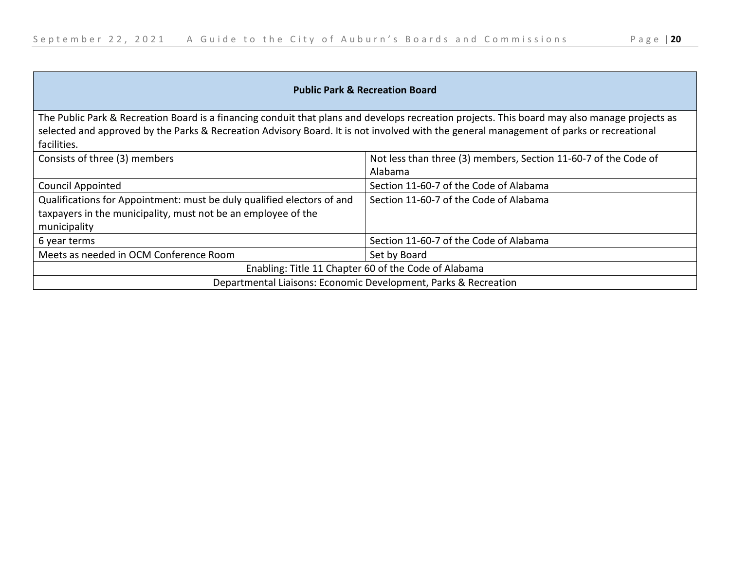| Public Park & Recreation Board | |
|---|---|
| The Public Park & Recreation Board is a financing conduit that plans and develops recreation projects. This board may also manage projects as selected and approved by the Parks & Recreation Advisory Board. It is not involved with the general management of parks or recreational facilities. | |
| Consists of three (3) members | Not less than three (3) members, Section 11-60-7 of the Code of Alabama |
| Council Appointed | Section 11-60-7 of the Code of Alabama |
| Qualifications for Appointment: must be duly qualified electors of and taxpayers in the municipality, must not be an employee of the municipality | Section 11-60-7 of the Code of Alabama |
| 6 year terms | Section 11-60-7 of the Code of Alabama |
| Meets as needed in OCM Conference Room | Set by Board |
| Enabling: Title 11 Chapter 60 of the Code of Alabama | |
| Departmental Liaisons: Economic Development, Parks & Recreation | |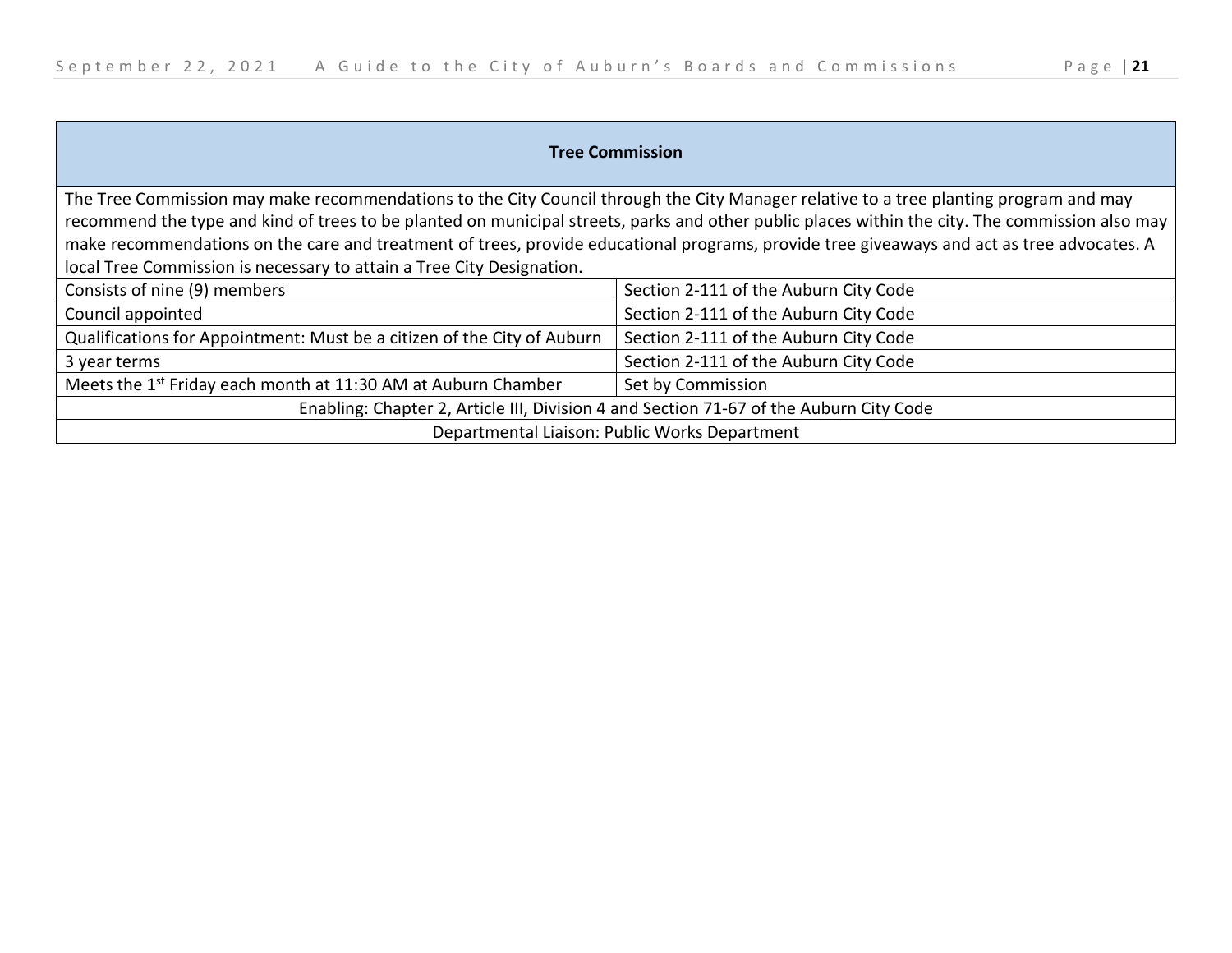| **Tree Commission** | |
|---|---|
| The Tree Commission may make recommendations to the City Council through the City Manager relative to a tree planting program and may recommend the type and kind of trees to be planted on municipal streets, parks and other public places within the city. The commission also may make recommendations on the care and treatment of trees, provide educational programs, provide tree giveaways and act as tree advocates. A local Tree Commission is necessary to attain a Tree City Designation. | |
| Consists of nine (9) members | Section 2-111 of the Auburn City Code |
| Council appointed | Section 2-111 of the Auburn City Code |
| Qualifications for Appointment: Must be a citizen of the City of Auburn | Section 2-111 of the Auburn City Code |
| 3 year terms | Section 2-111 of the Auburn City Code |
| Meets the 1st Friday each month at 11:30 AM at Auburn Chamber | Set by Commission |
| Enabling: Chapter 2, Article III, Division 4 and Section 71-67 of the Auburn City Code | |
| Departmental Liaison: Public Works Department | |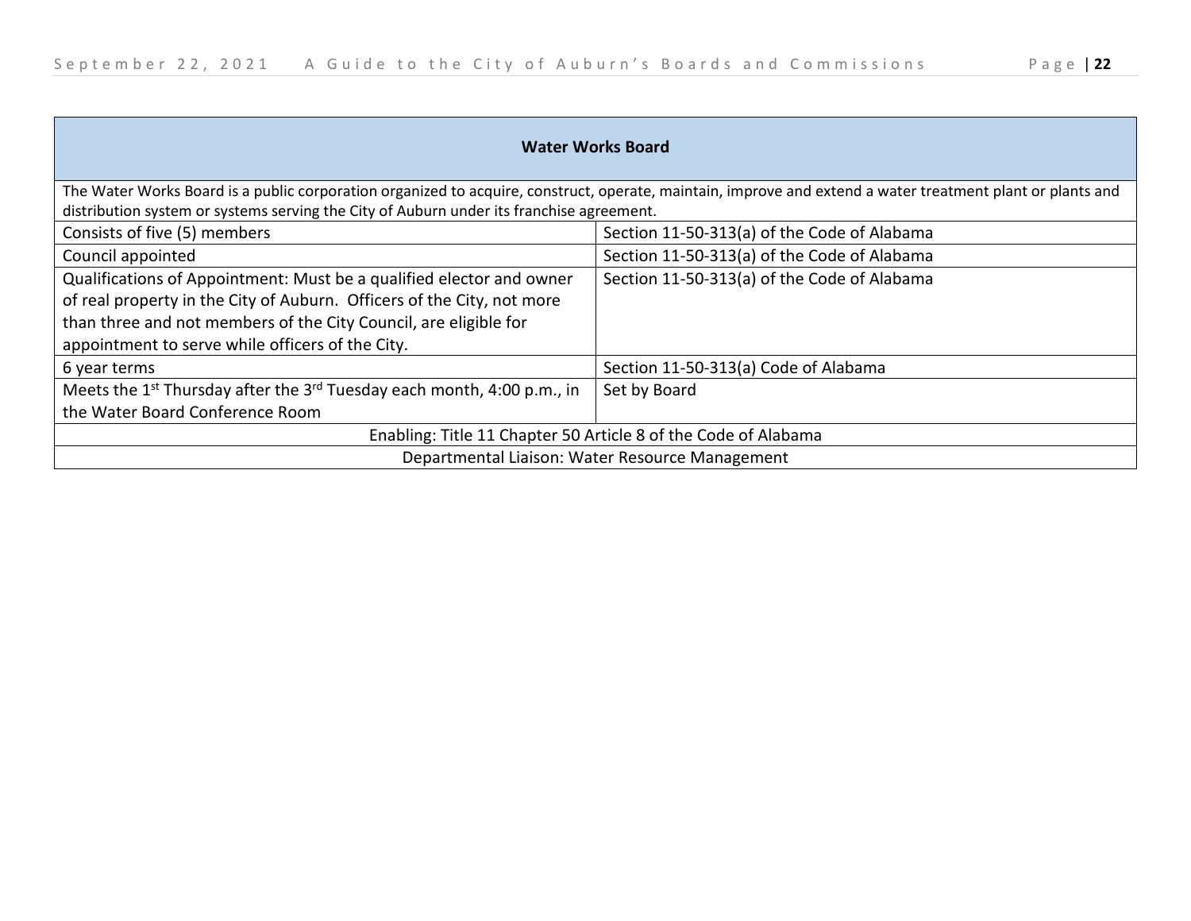| Water Works Board | |
| --- | --- |
| The Water Works Board is a public corporation organized to acquire, construct, operate, maintain, improve and extend a water treatment plant or plants and distribution system or systems serving the City of Auburn under its franchise agreement. | |
| Consists of five (5) members | Section 11-50-313(a) of the Code of Alabama |
| Council appointed | Section 11-50-313(a) of the Code of Alabama |
| Qualifications of Appointment: Must be a qualified elector and owner of real property in the City of Auburn. Officers of the City, not more than three and not members of the City Council, are eligible for appointment to serve while officers of the City. | Section 11-50-313(a) of the Code of Alabama |
| 6 year terms | Section 11-50-313(a) Code of Alabama |
| Meets the 1st Thursday after the 3rd Tuesday each month, 4:00 p.m., in the Water Board Conference Room | Set by Board |
| Enabling: Title 11 Chapter 50 Article 8 of the Code of Alabama | |
| Departmental Liaison: Water Resource Management | |